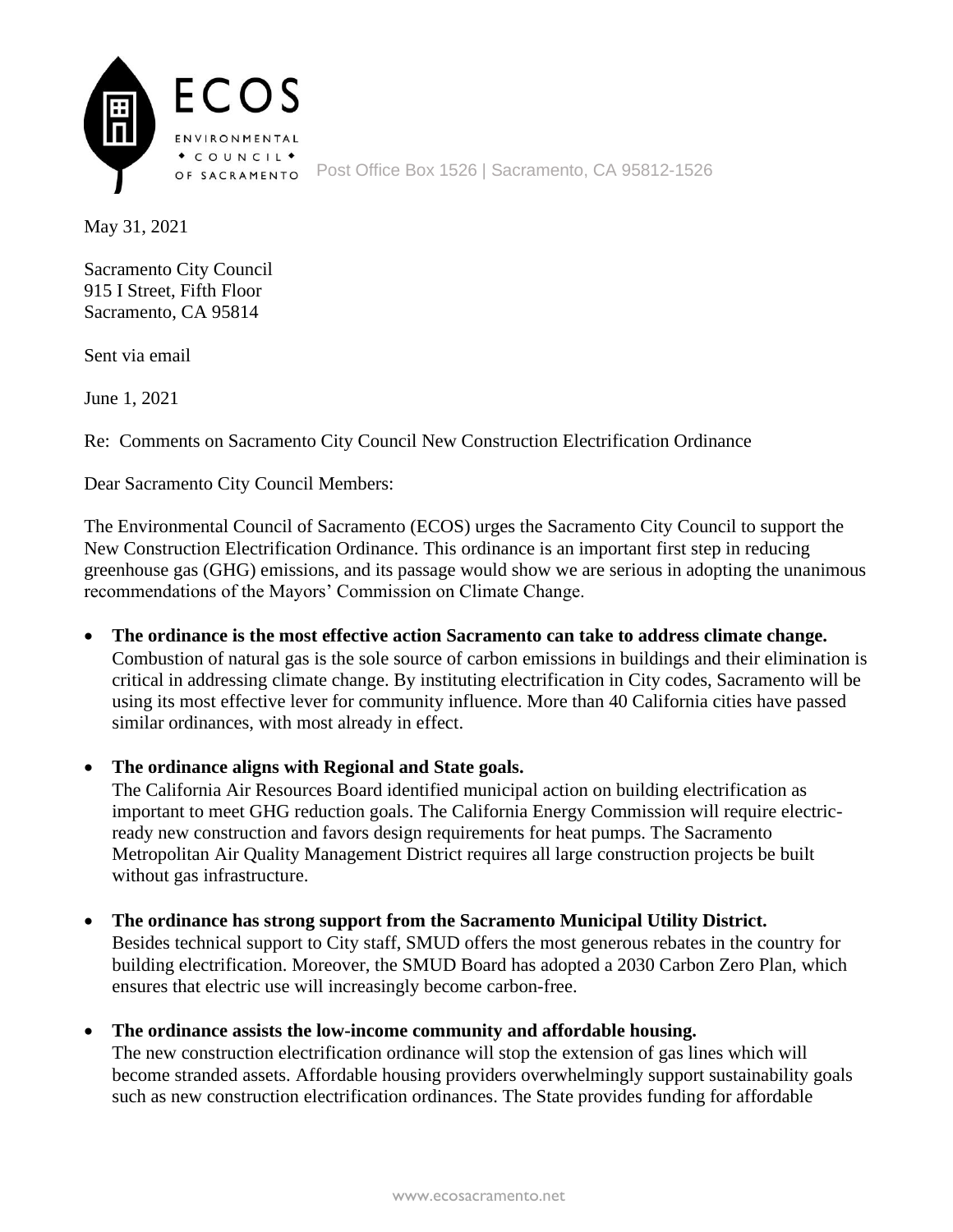# ECOS

ENVIRONMENTAL COUNCIL OF SACRAMENTO

Post Office Box 1526 | Sacramento, CA 95812-1526

May 31, 2021

Sacramento City Council
915 I Street, Fifth Floor
Sacramento, CA 95814

Sent via email

June 1, 2021

Re: Comments on Sacramento City Council New Construction Electrification Ordinance

Dear Sacramento City Council Members:

The Environmental Council of Sacramento (ECOS) urges the Sacramento City Council to support the New Construction Electrification Ordinance. This ordinance is an important first step in reducing greenhouse gas (GHG) emissions, and its passage would show we are serious in adopting the unanimous recommendations of the Mayors' Commission on Climate Change.

- **The ordinance is the most effective action Sacramento can take to address climate change.** Combustion of natural gas is the sole source of carbon emissions in buildings and their elimination is critical in addressing climate change. By instituting electrification in City codes, Sacramento will be using its most effective lever for community influence. More than 40 California cities have passed similar ordinances, with most already in effect.

- **The ordinance aligns with Regional and State goals.** The California Air Resources Board identified municipal action on building electrification as important to meet GHG reduction goals. The California Energy Commission will require electric-ready new construction and favors design requirements for heat pumps. The Sacramento Metropolitan Air Quality Management District requires all large construction projects be built without gas infrastructure.

- **The ordinance has strong support from the Sacramento Municipal Utility District.** Besides technical support to City staff, SMUD offers the most generous rebates in the country for building electrification. Moreover, the SMUD Board has adopted a 2030 Carbon Zero Plan, which ensures that electric use will increasingly become carbon-free.

- **The ordinance assists the low-income community and affordable housing.** The new construction electrification ordinance will stop the extension of gas lines which will become stranded assets. Affordable housing providers overwhelmingly support sustainability goals such as new construction electrification ordinances. The State provides funding for affordable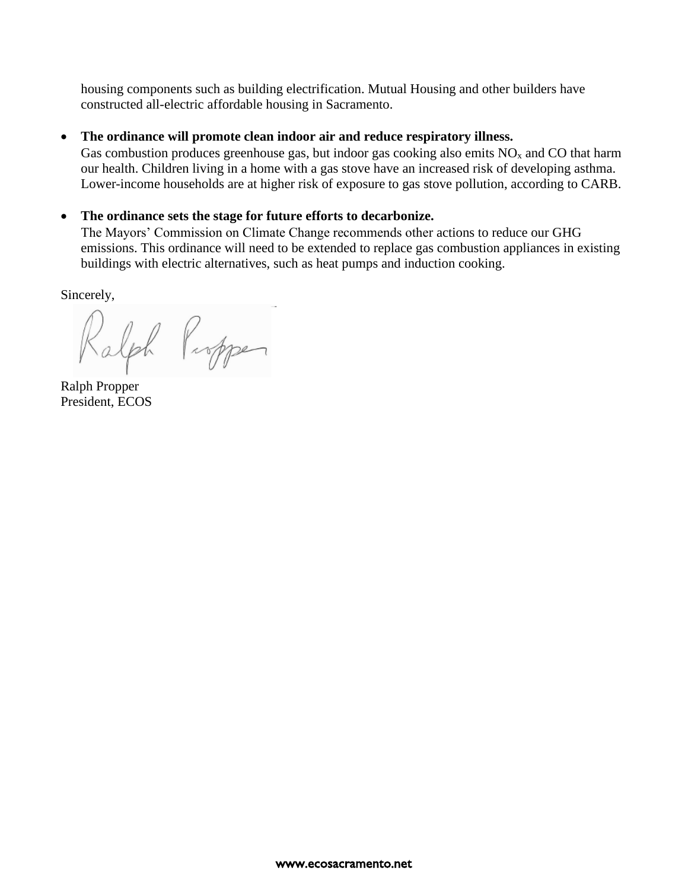housing components such as building electrification. Mutual Housing and other builders have constructed all-electric affordable housing in Sacramento.

- **The ordinance will promote clean indoor air and reduce respiratory illness.**
  Gas combustion produces greenhouse gas, but indoor gas cooking also emits $NO_x$ and CO that harm our health. Children living in a home with a gas stove have an increased risk of developing asthma. Lower-income households are at higher risk of exposure to gas stove pollution, according to CARB.

- **The ordinance sets the stage for future efforts to decarbonize.**
  The Mayors' Commission on Climate Change recommends other actions to reduce our GHG emissions. This ordinance will need to be extended to replace gas combustion appliances in existing buildings with electric alternatives, such as heat pumps and induction cooking.

Sincerely,

Ralph Propper
President, ECOS

www.ecosacramento.net